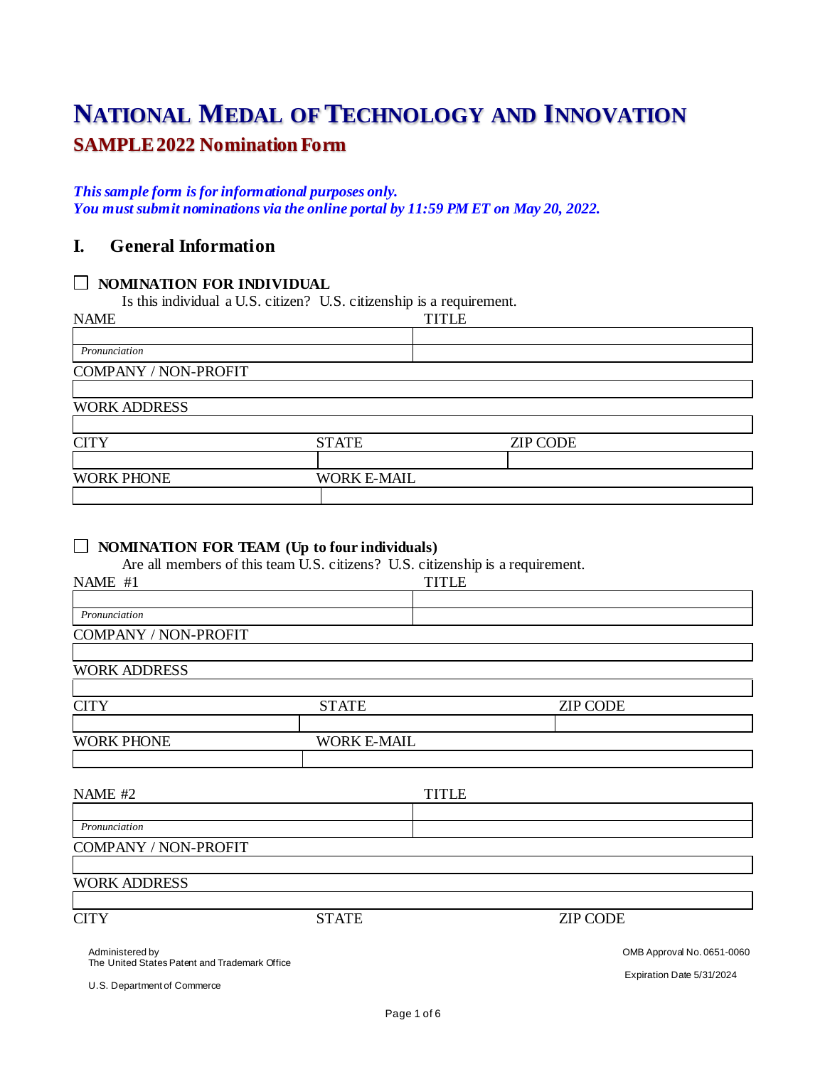# NATIONAL MEDAL OF TECHNOLOGY AND INNOVATION

## SAMPLE 2022 Nomination Form

***This sample form is for informational purposes only.***
***You must submit nominations via the online portal by 11:59 PM ET on May 20, 2022.***

## I. General Information

☐ **NOMINATION FOR INDIVIDUAL**

Is this individual a U.S. citizen? U.S. citizenship is a requirement.

| NAME | TITLE |
| --- | --- |
| | |
| *Pronunciation* | |

| COMPANY / NON-PROFIT |
| --- |
| |

| WORK ADDRESS |
| --- |
| |

| CITY | STATE | ZIP CODE |
| --- | --- | --- |
| | | |

| WORK PHONE | WORK E-MAIL |
| --- | --- |
| | |

☐ **NOMINATION FOR TEAM (Up to four individuals)**

Are all members of this team U.S. citizens? U.S. citizenship is a requirement.

| NAME #1 | TITLE |
| --- | --- |
| | |
| *Pronunciation* | |

| COMPANY / NON-PROFIT |
| --- |
| |

| WORK ADDRESS |
| --- |
| |

| CITY | STATE | ZIP CODE |
| --- | --- | --- |
| | | |

| WORK PHONE | WORK E-MAIL |
| --- | --- |
| | |

| NAME #2 | TITLE |
| --- | --- |
| | |
| *Pronunciation* | |

| COMPANY / NON-PROFIT |
| --- |
| |

| WORK ADDRESS |
| --- |
| |

| CITY | STATE | ZIP CODE |
| --- | --- | --- |

Administered by
The United States Patent and Trademark Office

U.S. Department of Commerce

OMB Approval No. 0651-0060

Expiration Date 5/31/2024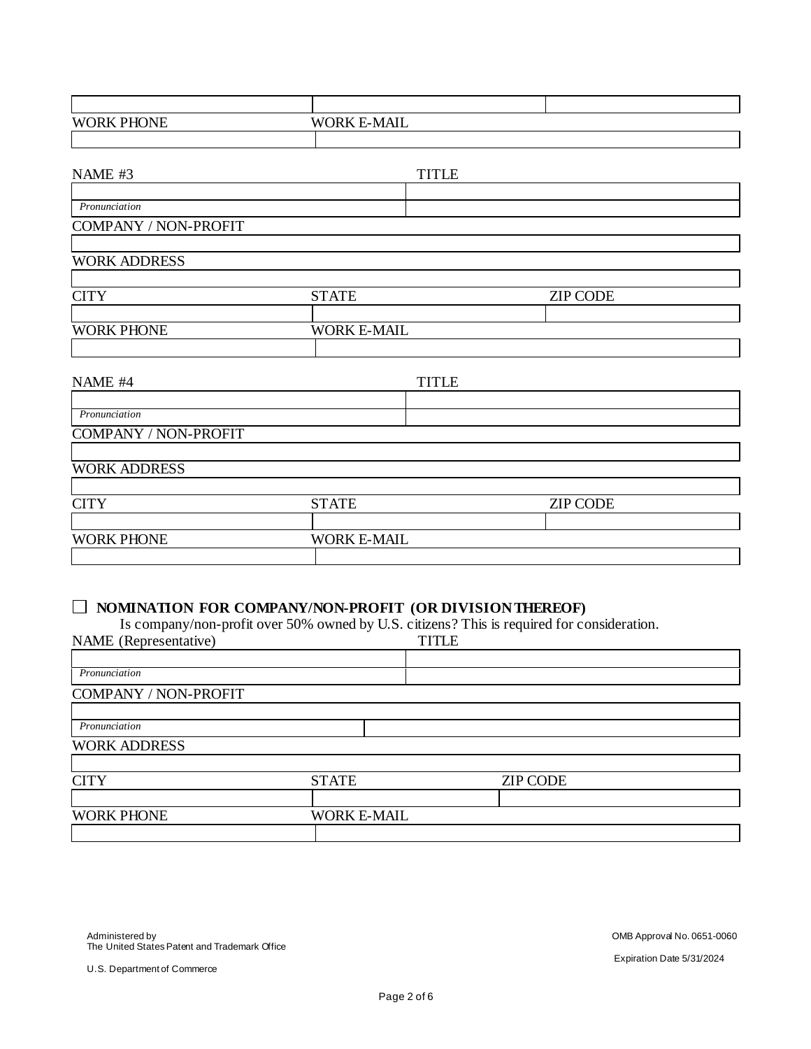WORK PHONE | WORK E-MAIL

NAME #3 | TITLE

*Pronunciation*

COMPANY / NON-PROFIT

WORK ADDRESS

CITY | STATE | ZIP CODE

WORK PHONE | WORK E-MAIL

NAME #4 | TITLE

*Pronunciation*

COMPANY / NON-PROFIT

WORK ADDRESS

CITY | STATE | ZIP CODE

WORK PHONE | WORK E-MAIL

☐ **NOMINATION FOR COMPANY/NON-PROFIT (OR DIVISION THEREOF)**

Is company/non-profit over 50% owned by U.S. citizens? This is required for consideration.

NAME (Representative) | TITLE

*Pronunciation*

COMPANY / NON-PROFIT

*Pronunciation*

WORK ADDRESS

CITY | STATE | ZIP CODE

WORK PHONE | WORK E-MAIL

Administered by
The United States Patent and Trademark Office

U.S. Department of Commerce

OMB Approval No. 0651-0060

Expiration Date 5/31/2024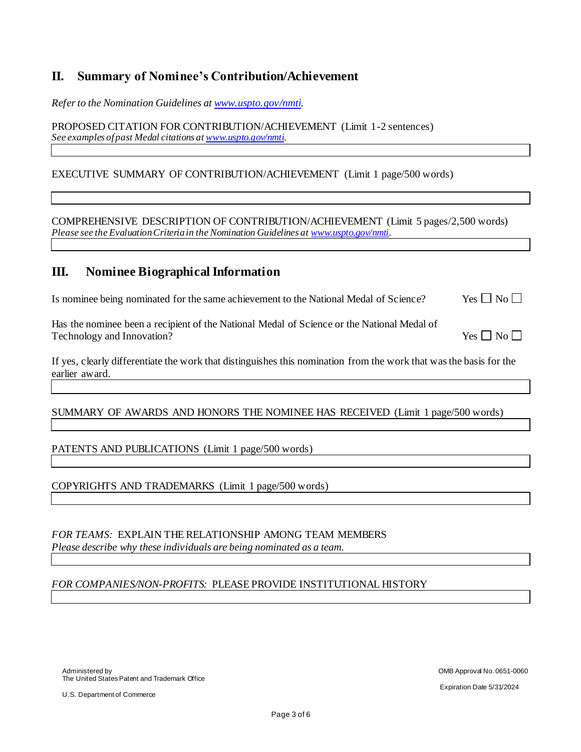## II. Summary of Nominee's Contribution/Achievement

*Refer to the Nomination Guidelines at [www.uspto.gov/nmti](www.uspto.gov/nmti).*

PROPOSED CITATION FOR CONTRIBUTION/ACHIEVEMENT (Limit 1-2 sentences)
*See examples of past Medal citations at [www.uspto.gov/nmti](www.uspto.gov/nmti).*

EXECUTIVE SUMMARY OF CONTRIBUTION/ACHIEVEMENT (Limit 1 page/500 words)

COMPREHENSIVE DESCRIPTION OF CONTRIBUTION/ACHIEVEMENT (Limit 5 pages/2,500 words)
*Please see the Evaluation Criteria in the Nomination Guidelines at [www.uspto.gov/nmti](www.uspto.gov/nmti).*

## III. Nominee Biographical Information

Is nominee being nominated for the same achievement to the National Medal of Science? Yes ☐ No ☐

Has the nominee been a recipient of the National Medal of Science or the National Medal of Technology and Innovation? Yes ☐ No ☐

If yes, clearly differentiate the work that distinguishes this nomination from the work that was the basis for the earlier award.

SUMMARY OF AWARDS AND HONORS THE NOMINEE HAS RECEIVED (Limit 1 page/500 words)

PATENTS AND PUBLICATIONS (Limit 1 page/500 words)

COPYRIGHTS AND TRADEMARKS (Limit 1 page/500 words)

*FOR TEAMS:* EXPLAIN THE RELATIONSHIP AMONG TEAM MEMBERS
*Please describe why these individuals are being nominated as a team.*

*FOR COMPANIES/NON-PROFITS:* PLEASE PROVIDE INSTITUTIONAL HISTORY

Administered by
The United States Patent and Trademark Office

U.S. Department of Commerce

OMB Approval No. 0651-0060

Expiration Date 5/31/2024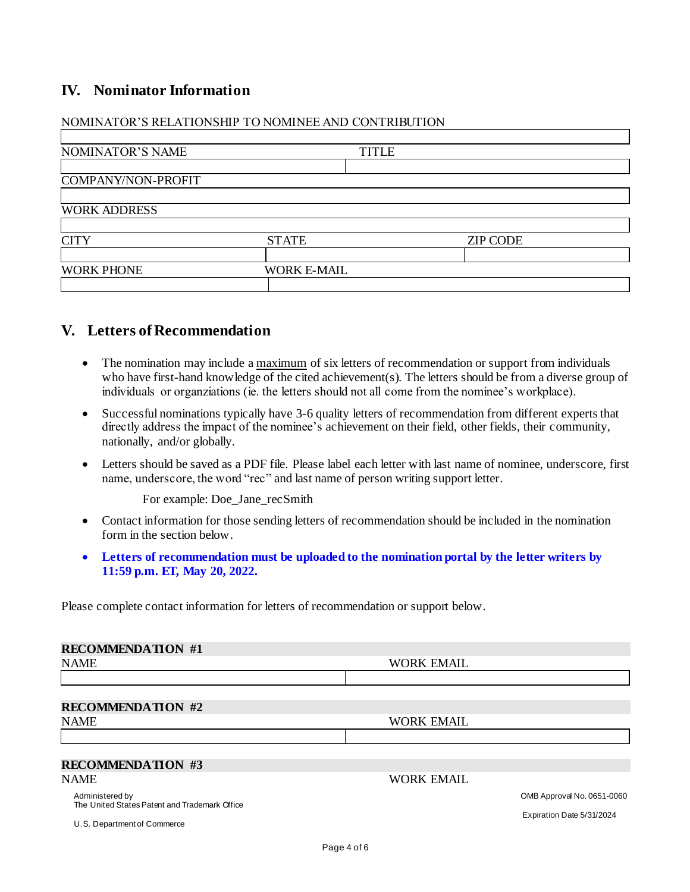## IV. Nominator Information

| NOMINATOR'S RELATIONSHIP TO NOMINEE AND CONTRIBUTION | | |
|---|---|---|
| | | |
| **NOMINATOR'S NAME** | **TITLE** | |
| | | |
| **COMPANY/NON-PROFIT** | | |
| | | |
| **WORK ADDRESS** | | |
| | | |
| **CITY** | **STATE** | **ZIP CODE** |
| | | |
| **WORK PHONE** | **WORK E-MAIL** | |
| | | |

## V. Letters of Recommendation

- The nomination may include a <u>maximum</u> of six letters of recommendation or support from individuals who have first-hand knowledge of the cited achievement(s). The letters should be from a diverse group of individuals or organziations (ie. the letters should not all come from the nominee's workplace).
- Successful nominations typically have 3-6 quality letters of recommendation from different experts that directly address the impact of the nominee's achievement on their field, other fields, their community, nationally, and/or globally.
- Letters should be saved as a PDF file. Please label each letter with last name of nominee, underscore, first name, underscore, the word "rec" and last name of person writing support letter.

  For example: Doe_Jane_recSmith

- Contact information for those sending letters of recommendation should be included in the nomination form in the section below.
- **Letters of recommendation must be uploaded to the nomination portal by the letter writers by 11:59 p.m. ET, May 20, 2022.**

Please complete contact information for letters of recommendation or support below.

**RECOMMENDATION #1**

| NAME | WORK EMAIL |
|---|---|
| | |

**RECOMMENDATION #2**

| NAME | WORK EMAIL |
|---|---|
| | |

**RECOMMENDATION #3**

| NAME | WORK EMAIL |
|---|---|

Administered by
The United States Patent and Trademark Office

U.S. Department of Commerce

OMB Approval No. 0651-0060

Expiration Date 5/31/2024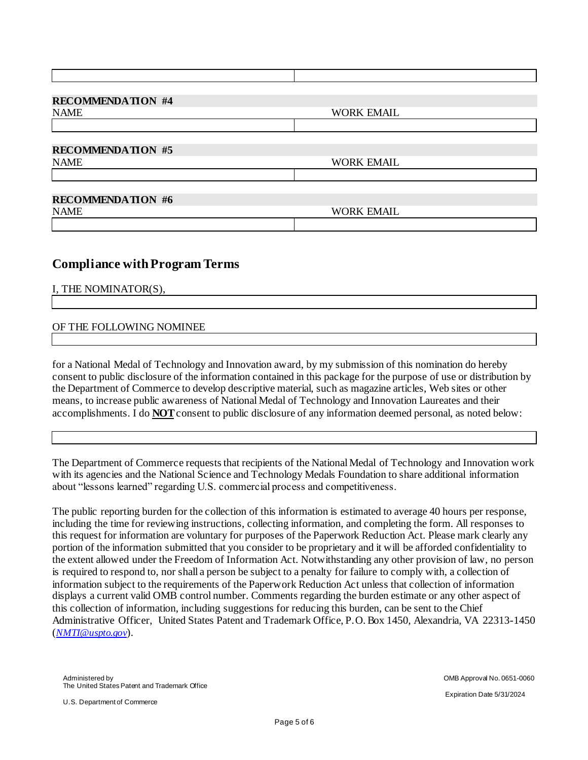| | |
|---|---|
| | |

**RECOMMENDATION #4**

| NAME | WORK EMAIL |
|---|---|
| | |

**RECOMMENDATION #5**

| NAME | WORK EMAIL |
|---|---|
| | |

**RECOMMENDATION #6**

| NAME | WORK EMAIL |
|---|---|
| | |

## Compliance with Program Terms

I, THE NOMINATOR(S),

| |
|---|
| |

OF THE FOLLOWING NOMINEE

| |
|---|
| |

for a National Medal of Technology and Innovation award, by my submission of this nomination do hereby consent to public disclosure of the information contained in this package for the purpose of use or distribution by the Department of Commerce to develop descriptive material, such as magazine articles, Web sites or other means, to increase public awareness of National Medal of Technology and Innovation Laureates and their accomplishments. I do **NOT** consent to public disclosure of any information deemed personal, as noted below:

| |
|---|
| |

The Department of Commerce requests that recipients of the National Medal of Technology and Innovation work with its agencies and the National Science and Technology Medals Foundation to share additional information about "lessons learned" regarding U.S. commercial process and competitiveness.

The public reporting burden for the collection of this information is estimated to average 40 hours per response, including the time for reviewing instructions, collecting information, and completing the form. All responses to this request for information are voluntary for purposes of the Paperwork Reduction Act. Please mark clearly any portion of the information submitted that you consider to be proprietary and it will be afforded confidentiality to the extent allowed under the Freedom of Information Act. Notwithstanding any other provision of law, no person is required to respond to, nor shall a person be subject to a penalty for failure to comply with, a collection of information subject to the requirements of the Paperwork Reduction Act unless that collection of information displays a current valid OMB control number. Comments regarding the burden estimate or any other aspect of this collection of information, including suggestions for reducing this burden, can be sent to the Chief Administrative Officer, United States Patent and Trademark Office, P.O. Box 1450, Alexandria, VA 22313-1450 (*NMTI@uspto.gov*).

Administered by
The United States Patent and Trademark Office

U.S. Department of Commerce

OMB Approval No. 0651-0060

Expiration Date 5/31/2024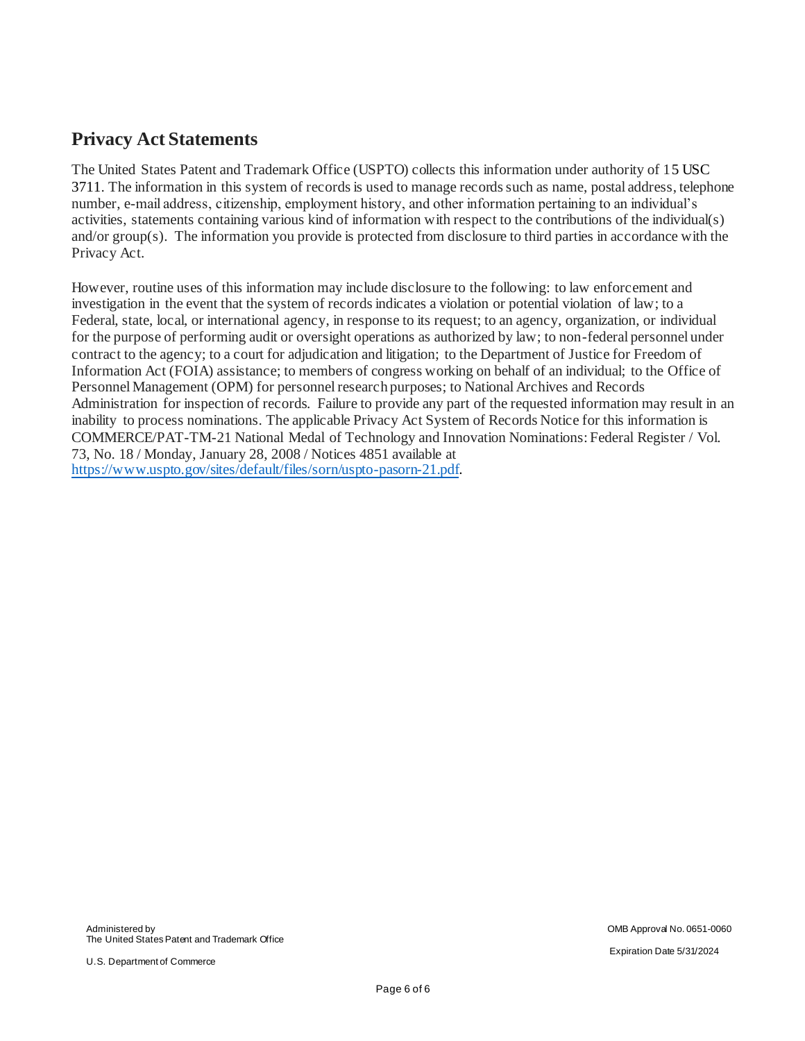## Privacy Act Statements

The United States Patent and Trademark Office (USPTO) collects this information under authority of 15 USC 3711. The information in this system of records is used to manage records such as name, postal address, telephone number, e-mail address, citizenship, employment history, and other information pertaining to an individual's activities, statements containing various kind of information with respect to the contributions of the individual(s) and/or group(s). The information you provide is protected from disclosure to third parties in accordance with the Privacy Act.

However, routine uses of this information may include disclosure to the following: to law enforcement and investigation in the event that the system of records indicates a violation or potential violation of law; to a Federal, state, local, or international agency, in response to its request; to an agency, organization, or individual for the purpose of performing audit or oversight operations as authorized by law; to non-federal personnel under contract to the agency; to a court for adjudication and litigation; to the Department of Justice for Freedom of Information Act (FOIA) assistance; to members of congress working on behalf of an individual; to the Office of Personnel Management (OPM) for personnel research purposes; to National Archives and Records Administration for inspection of records. Failure to provide any part of the requested information may result in an inability to process nominations. The applicable Privacy Act System of Records Notice for this information is COMMERCE/PAT-TM-21 National Medal of Technology and Innovation Nominations: Federal Register / Vol. 73, No. 18 / Monday, January 28, 2008 / Notices 4851 available at https://www.uspto.gov/sites/default/files/sorn/uspto-pasorn-21.pdf.

Administered by
The United States Patent and Trademark Office

U.S. Department of Commerce

OMB Approval No. 0651-0060

Expiration Date 5/31/2024